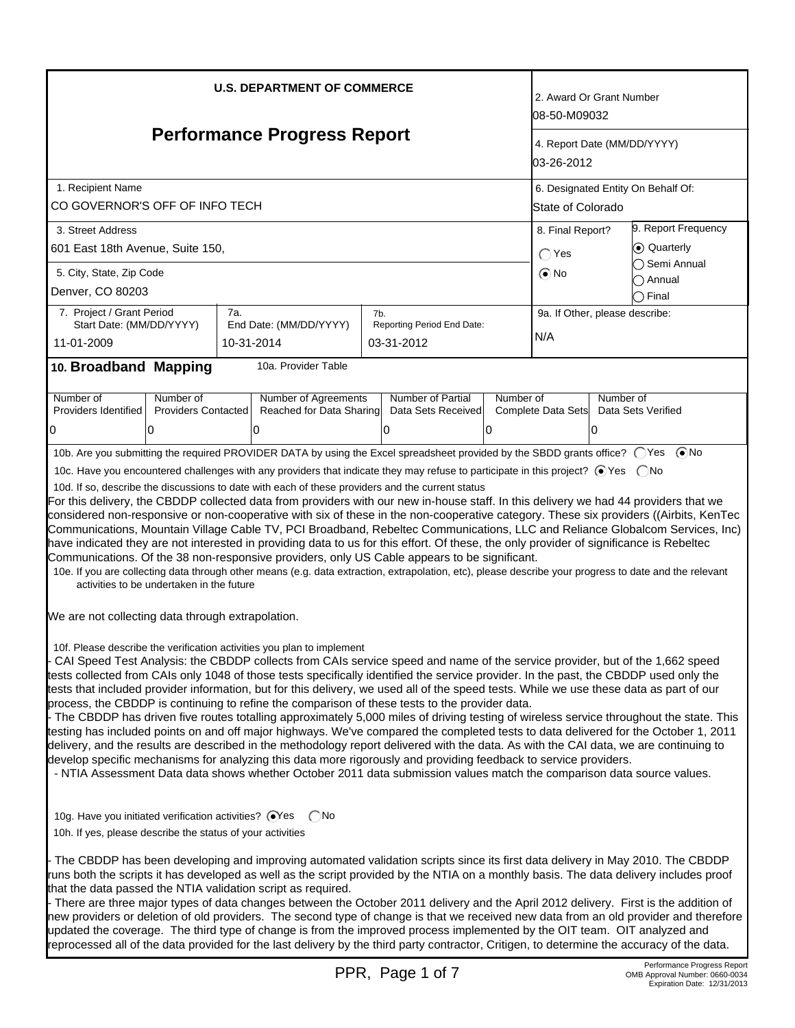# U.S. DEPARTMENT OF COMMERCE

# Performance Progress Report

| | |
|---|---|
| 2. Award Or Grant Number | 08-50-M09032 |
| 4. Report Date (MM/DD/YYYY) | 03-26-2012 |
| 1. Recipient Name | CO GOVERNOR'S OFF OF INFO TECH |
| 6. Designated Entity On Behalf Of: | State of Colorado |
| 3. Street Address | 601 East 18th Avenue, Suite 150, |
| 5. City, State, Zip Code | Denver, CO 80203 |
| 8. Final Report? | ○ Yes ◉ No |
| 9. Report Frequency | ◉ Quarterly ○ Semi Annual ○ Annual ○ Final |
| 7. Project / Grant Period Start Date: (MM/DD/YYYY) | 11-01-2009 |
| 7a. End Date: (MM/DD/YYYY) | 10-31-2014 |
| 7b. Reporting Period End Date: | 03-31-2012 |
| 9a. If Other, please describe: | N/A |

## 10. Broadband Mapping

10a. Provider Table

| Number of Providers Identified | Number of Providers Contacted | Number of Agreements Reached for Data Sharing | Number of Partial Data Sets Received | Number of Complete Data Sets | Number of Data Sets Verified |
|---|---|---|---|---|---|
| 0 | 0 | 0 | 0 | 0 | 0 |

10b. Are you submitting the required PROVIDER DATA by using the Excel spreadsheet provided by the SBDD grants office? ○ Yes ◉ No

10c. Have you encountered challenges with any providers that indicate they may refuse to participate in this project? ◉ Yes ○ No

10d. If so, describe the discussions to date with each of these providers and the current status

For this delivery, the CBDDP collected data from providers with our new in-house staff. In this delivery we had 44 providers that we considered non-responsive or non-cooperative with six of these in the non-cooperative category. These six providers ((Airbits, KenTec Communications, Mountain Village Cable TV, PCI Broadband, Rebeltec Communications, LLC and Reliance Globalcom Services, Inc) have indicated they are not interested in providing data to us for this effort. Of these, the only provider of significance is Rebeltec Communications. Of the 38 non-responsive providers, only US Cable appears to be significant.

10e. If you are collecting data through other means (e.g. data extraction, extrapolation, etc), please describe your progress to date and the relevant activities to be undertaken in the future

We are not collecting data through extrapolation.

10f. Please describe the verification activities you plan to implement

- CAI Speed Test Analysis: the CBDDP collects from CAIs service speed and name of the service provider, but of the 1,662 speed tests collected from CAIs only 1048 of those tests specifically identified the service provider. In the past, the CBDDP used only the tests that included provider information, but for this delivery, we used all of the speed tests. While we use these data as part of our process, the CBDDP is continuing to refine the comparison of these tests to the provider data.
- The CBDDP has driven five routes totalling approximately 5,000 miles of driving testing of wireless service throughout the state. This testing has included points on and off major highways. We've compared the completed tests to data delivered for the October 1, 2011 delivery, and the results are described in the methodology report delivered with the data. As with the CAI data, we are continuing to develop specific mechanisms for analyzing this data more rigorously and providing feedback to service providers.
- NTIA Assessment Data data shows whether October 2011 data submission values match the comparison data source values.

10g. Have you initiated verification activities? ◉ Yes ○ No

10h. If yes, please describe the status of your activities

- The CBDDP has been developing and improving automated validation scripts since its first data delivery in May 2010. The CBDDP runs both the scripts it has developed as well as the script provided by the NTIA on a monthly basis. The data delivery includes proof that the data passed the NTIA validation script as required.
- There are three major types of data changes between the October 2011 delivery and the April 2012 delivery. First is the addition of new providers or deletion of old providers. The second type of change is that we received new data from an old provider and therefore updated the coverage. The third type of change is from the improved process implemented by the OIT team. OIT analyzed and reprocessed all of the data provided for the last delivery by the third party contractor, Critigen, to determine the accuracy of the data.

Performance Progress Report
OMB Approval Number: 0660-0034
Expiration Date: 12/31/2013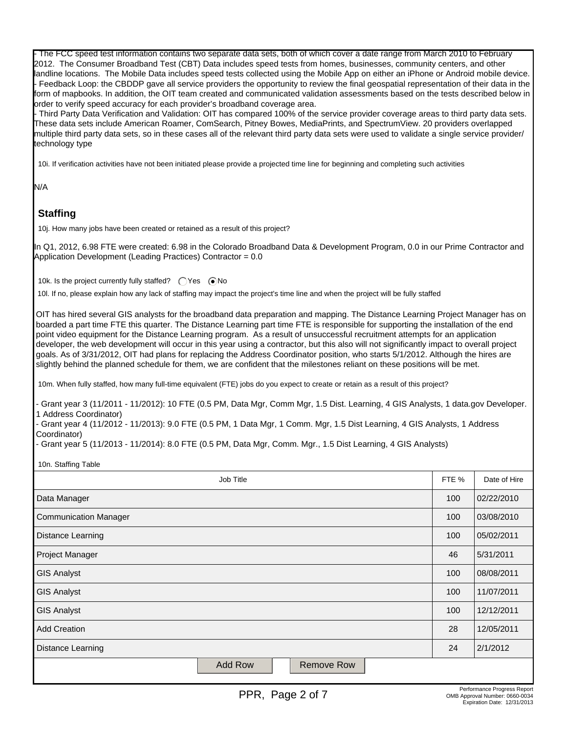- The FCC speed test information contains two separate data sets, both of which cover a date range from March 2010 to February 2012. The Consumer Broadband Test (CBT) Data includes speed tests from homes, businesses, community centers, and other landline locations. The Mobile Data includes speed tests collected using the Mobile App on either an iPhone or Android mobile device.
- Feedback Loop: the CBDDP gave all service providers the opportunity to review the final geospatial representation of their data in the form of mapbooks. In addition, the OIT team created and communicated validation assessments based on the tests described below in order to verify speed accuracy for each provider's broadband coverage area.
- Third Party Data Verification and Validation: OIT has compared 100% of the service provider coverage areas to third party data sets. These data sets include American Roamer, ComSearch, Pitney Bowes, MediaPrints, and SpectrumView. 20 providers overlapped multiple third party data sets, so in these cases all of the relevant third party data sets were used to validate a single service provider/ technology type

10i. If verification activities have not been initiated please provide a projected time line for beginning and completing such activities

N/A

## Staffing

10j. How many jobs have been created or retained as a result of this project?

In Q1, 2012, 6.98 FTE were created: 6.98 in the Colorado Broadband Data & Development Program, 0.0 in our Prime Contractor and Application Development (Leading Practices) Contractor = 0.0

10k. Is the project currently fully staffed? ◯ Yes ⦿ No

10l. If no, please explain how any lack of staffing may impact the project's time line and when the project will be fully staffed

OIT has hired several GIS analysts for the broadband data preparation and mapping. The Distance Learning Project Manager has on boarded a part time FTE this quarter. The Distance Learning part time FTE is responsible for supporting the installation of the end point video equipment for the Distance Learning program. As a result of unsuccessful recruitment attempts for an application developer, the web development will occur in this year using a contractor, but this also will not significantly impact to overall project goals. As of 3/31/2012, OIT had plans for replacing the Address Coordinator position, who starts 5/1/2012. Although the hires are slightly behind the planned schedule for them, we are confident that the milestones reliant on these positions will be met.

10m. When fully staffed, how many full-time equivalent (FTE) jobs do you expect to create or retain as a result of this project?

- Grant year 3 (11/2011 - 11/2012): 10 FTE (0.5 PM, Data Mgr, Comm Mgr, 1.5 Dist. Learning, 4 GIS Analysts, 1 data.gov Developer. 1 Address Coordinator)
- Grant year 4 (11/2012 - 11/2013): 9.0 FTE (0.5 PM, 1 Data Mgr, 1 Comm. Mgr, 1.5 Dist Learning, 4 GIS Analysts, 1 Address Coordinator)
- Grant year 5 (11/2013 - 11/2014): 8.0 FTE (0.5 PM, Data Mgr, Comm. Mgr., 1.5 Dist Learning, 4 GIS Analysts)

10n. Staffing Table

| Job Title | FTE % | Date of Hire |
|---|---|---|
| Data Manager | 100 | 02/22/2010 |
| Communication Manager | 100 | 03/08/2010 |
| Distance Learning | 100 | 05/02/2011 |
| Project Manager | 46 | 5/31/2011 |
| GIS Analyst | 100 | 08/08/2011 |
| GIS Analyst | 100 | 11/07/2011 |
| GIS Analyst | 100 | 12/12/2011 |
| Add Creation | 28 | 12/05/2011 |
| Distance Learning | 24 | 2/1/2012 |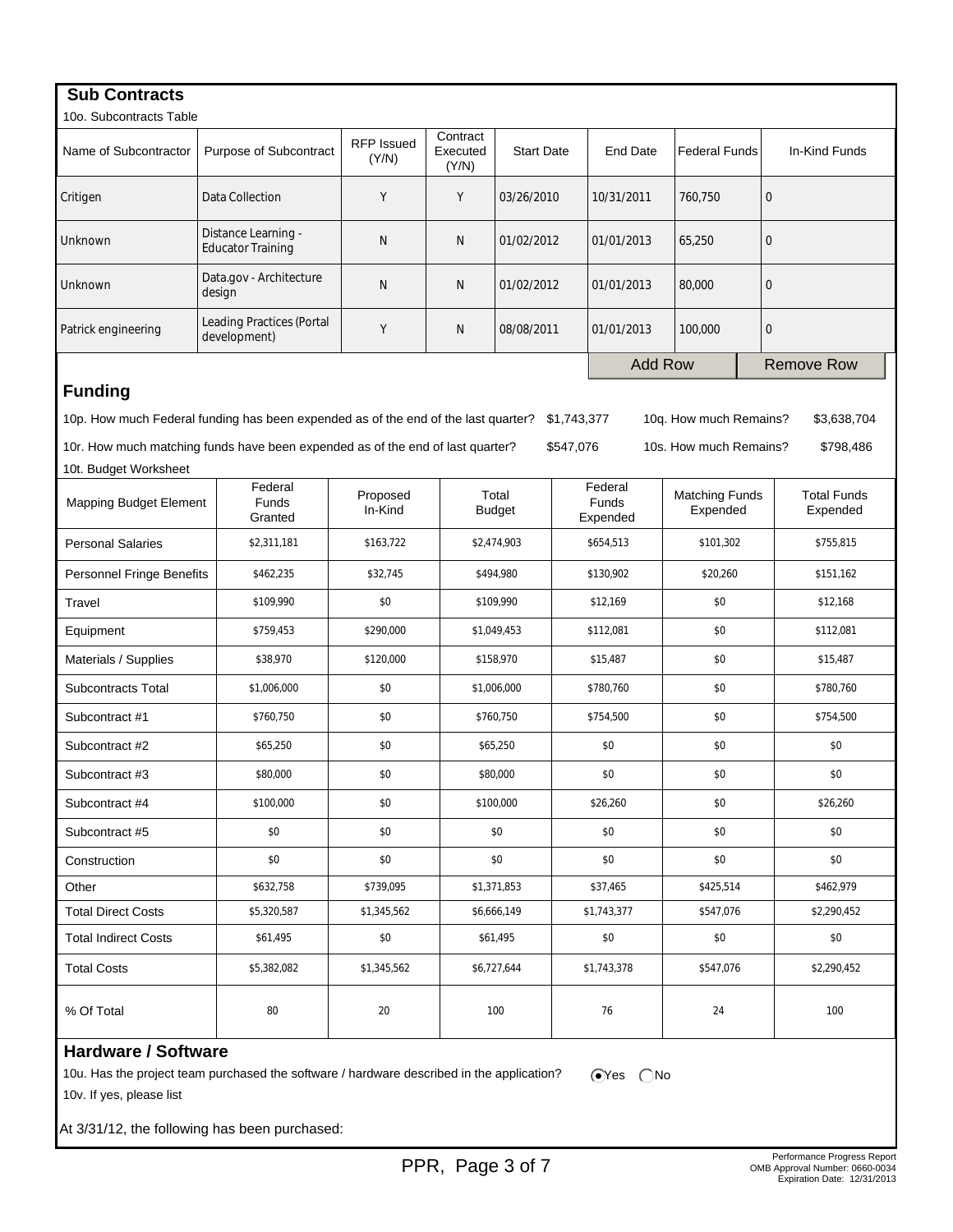## Sub Contracts

10o. Subcontracts Table

| Name of Subcontractor | Purpose of Subcontract | RFP Issued (Y/N) | Contract Executed (Y/N) | Start Date | End Date | Federal Funds | In-Kind Funds |
|---|---|---|---|---|---|---|---|
| Critigen | Data Collection | Y | Y | 03/26/2010 | 10/31/2011 | 760,750 | 0 |
| Unknown | Distance Learning - Educator Training | N | N | 01/02/2012 | 01/01/2013 | 65,250 | 0 |
| Unknown | Data.gov - Architecture design | N | N | 01/02/2012 | 01/01/2013 | 80,000 | 0 |
| Patrick engineering | Leading Practices (Portal development) | Y | N | 08/08/2011 | 01/01/2013 | 100,000 | 0 |

## Funding

10p. How much Federal funding has been expended as of the end of the last quarter? $1,743,377 10q. How much Remains? $3,638,704

10r. How much matching funds have been expended as of the end of last quarter? $547,076 10s. How much Remains? $798,486

10t. Budget Worksheet

| Mapping Budget Element | Federal Funds Granted | Proposed In-Kind | Total Budget | Federal Funds Expended | Matching Funds Expended | Total Funds Expended |
|---|---|---|---|---|---|---|
| Personal Salaries | $2,311,181 | $163,722 | $2,474,903 | $654,513 | $101,302 | $755,815 |
| Personnel Fringe Benefits | $462,235 | $32,745 | $494,980 | $130,902 | $20,260 | $151,162 |
| Travel | $109,990 | $0 | $109,990 | $12,169 | $0 | $12,168 |
| Equipment | $759,453 | $290,000 | $1,049,453 | $112,081 | $0 | $112,081 |
| Materials / Supplies | $38,970 | $120,000 | $158,970 | $15,487 | $0 | $15,487 |
| Subcontracts Total | $1,006,000 | $0 | $1,006,000 | $780,760 | $0 | $780,760 |
| Subcontract #1 | $760,750 | $0 | $760,750 | $754,500 | $0 | $754,500 |
| Subcontract #2 | $65,250 | $0 | $65,250 | $0 | $0 | $0 |
| Subcontract #3 | $80,000 | $0 | $80,000 | $0 | $0 | $0 |
| Subcontract #4 | $100,000 | $0 | $100,000 | $26,260 | $0 | $26,260 |
| Subcontract #5 | $0 | $0 | $0 | $0 | $0 | $0 |
| Construction | $0 | $0 | $0 | $0 | $0 | $0 |
| Other | $632,758 | $739,095 | $1,371,853 | $37,465 | $425,514 | $462,979 |
| Total Direct Costs | $5,320,587 | $1,345,562 | $6,666,149 | $1,743,377 | $547,076 | $2,290,452 |
| Total Indirect Costs | $61,495 | $0 | $61,495 | $0 | $0 | $0 |
| Total Costs | $5,382,082 | $1,345,562 | $6,727,644 | $1,743,378 | $547,076 | $2,290,452 |
| % Of Total | 80 | 20 | 100 | 76 | 24 | 100 |

## Hardware / Software

10u. Has the project team purchased the software / hardware described in the application? (•) Yes ( ) No

10v. If yes, please list

At 3/31/12, the following has been purchased: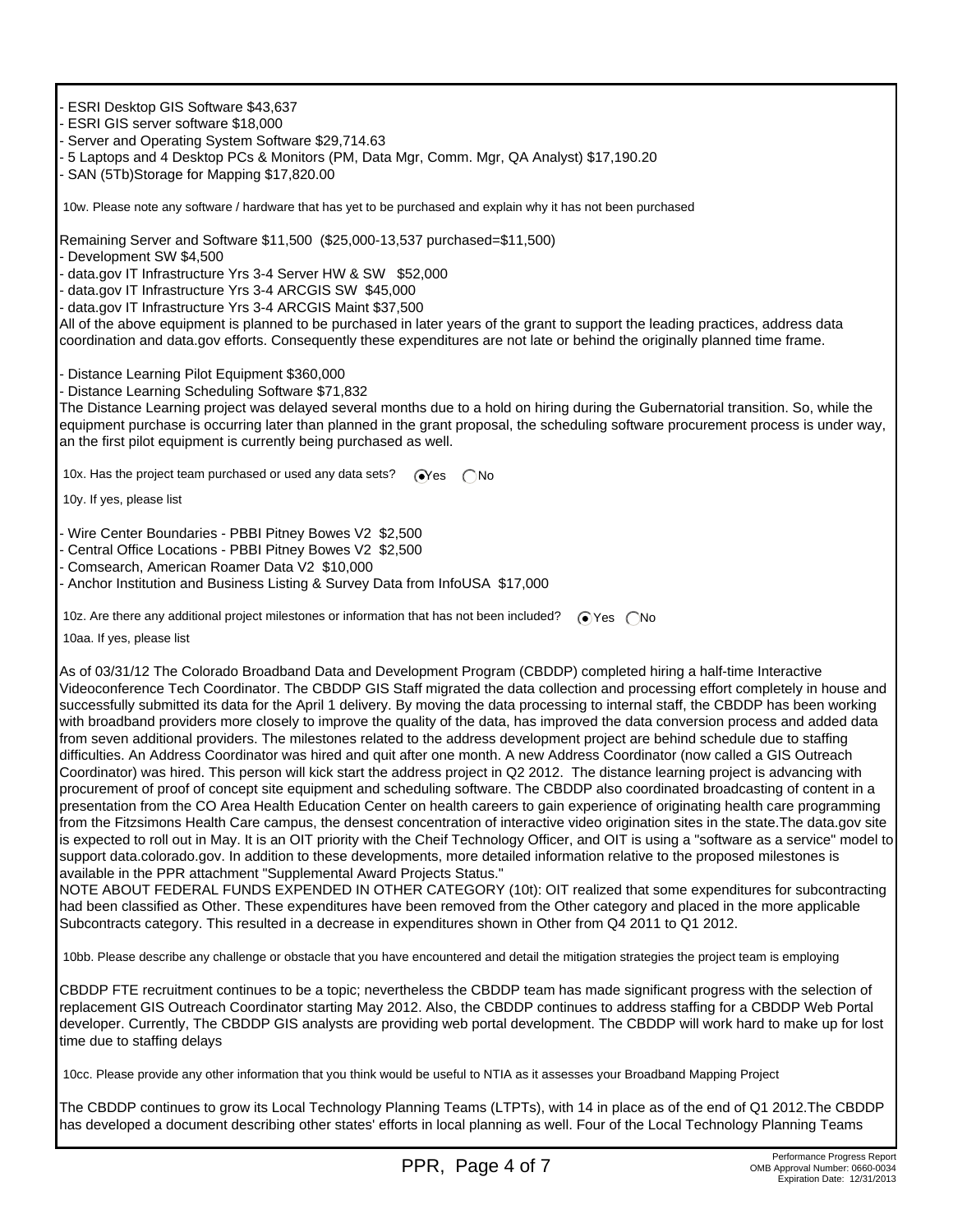- ESRI Desktop GIS Software $43,637
- ESRI GIS server software $18,000
- Server and Operating System Software $29,714.63
- 5 Laptops and 4 Desktop PCs & Monitors (PM, Data Mgr, Comm. Mgr, QA Analyst) $17,190.20
- SAN (5Tb)Storage for Mapping $17,820.00

10w. Please note any software / hardware that has yet to be purchased and explain why it has not been purchased

Remaining Server and Software $11,500 ($25,000-13,537 purchased=$11,500)
- Development SW $4,500
- data.gov IT Infrastructure Yrs 3-4 Server HW & SW $52,000
- data.gov IT Infrastructure Yrs 3-4 ARCGIS SW $45,000
- data.gov IT Infrastructure Yrs 3-4 ARCGIS Maint $37,500

All of the above equipment is planned to be purchased in later years of the grant to support the leading practices, address data coordination and data.gov efforts. Consequently these expenditures are not late or behind the originally planned time frame.

- Distance Learning Pilot Equipment $360,000
- Distance Learning Scheduling Software $71,832

The Distance Learning project was delayed several months due to a hold on hiring during the Gubernatorial transition. So, while the equipment purchase is occurring later than planned in the grant proposal, the scheduling software procurement process is under way, an the first pilot equipment is currently being purchased as well.

10x. Has the project team purchased or used any data sets? (•) Yes ( ) No

10y. If yes, please list

- Wire Center Boundaries - PBBI Pitney Bowes V2 $2,500
- Central Office Locations - PBBI Pitney Bowes V2 $2,500
- Comsearch, American Roamer Data V2 $10,000
- Anchor Institution and Business Listing & Survey Data from InfoUSA $17,000

10z. Are there any additional project milestones or information that has not been included? (•) Yes ( ) No

10aa. If yes, please list

As of 03/31/12 The Colorado Broadband Data and Development Program (CBDDP) completed hiring a half-time Interactive Videoconference Tech Coordinator. The CBDDP GIS Staff migrated the data collection and processing effort completely in house and successfully submitted its data for the April 1 delivery. By moving the data processing to internal staff, the CBDDP has been working with broadband providers more closely to improve the quality of the data, has improved the data conversion process and added data from seven additional providers. The milestones related to the address development project are behind schedule due to staffing difficulties. An Address Coordinator was hired and quit after one month. A new Address Coordinator (now called a GIS Outreach Coordinator) was hired. This person will kick start the address project in Q2 2012. The distance learning project is advancing with procurement of proof of concept site equipment and scheduling software. The CBDDP also coordinated broadcasting of content in a presentation from the CO Area Health Education Center on health careers to gain experience of originating health care programming from the Fitzsimons Health Care campus, the densest concentration of interactive video origination sites in the state.The data.gov site is expected to roll out in May. It is an OIT priority with the Cheif Technology Officer, and OIT is using a "software as a service" model to support data.colorado.gov. In addition to these developments, more detailed information relative to the proposed milestones is available in the PPR attachment "Supplemental Award Projects Status."

NOTE ABOUT FEDERAL FUNDS EXPENDED IN OTHER CATEGORY (10t): OIT realized that some expenditures for subcontracting had been classified as Other. These expenditures have been removed from the Other category and placed in the more applicable Subcontracts category. This resulted in a decrease in expenditures shown in Other from Q4 2011 to Q1 2012.

10bb. Please describe any challenge or obstacle that you have encountered and detail the mitigation strategies the project team is employing

CBDDP FTE recruitment continues to be a topic; nevertheless the CBDDP team has made significant progress with the selection of replacement GIS Outreach Coordinator starting May 2012. Also, the CBDDP continues to address staffing for a CBDDP Web Portal developer. Currently, The CBDDP GIS analysts are providing web portal development. The CBDDP will work hard to make up for lost time due to staffing delays

10cc. Please provide any other information that you think would be useful to NTIA as it assesses your Broadband Mapping Project

The CBDDP continues to grow its Local Technology Planning Teams (LTPTs), with 14 in place as of the end of Q1 2012.The CBDDP has developed a document describing other states' efforts in local planning as well. Four of the Local Technology Planning Teams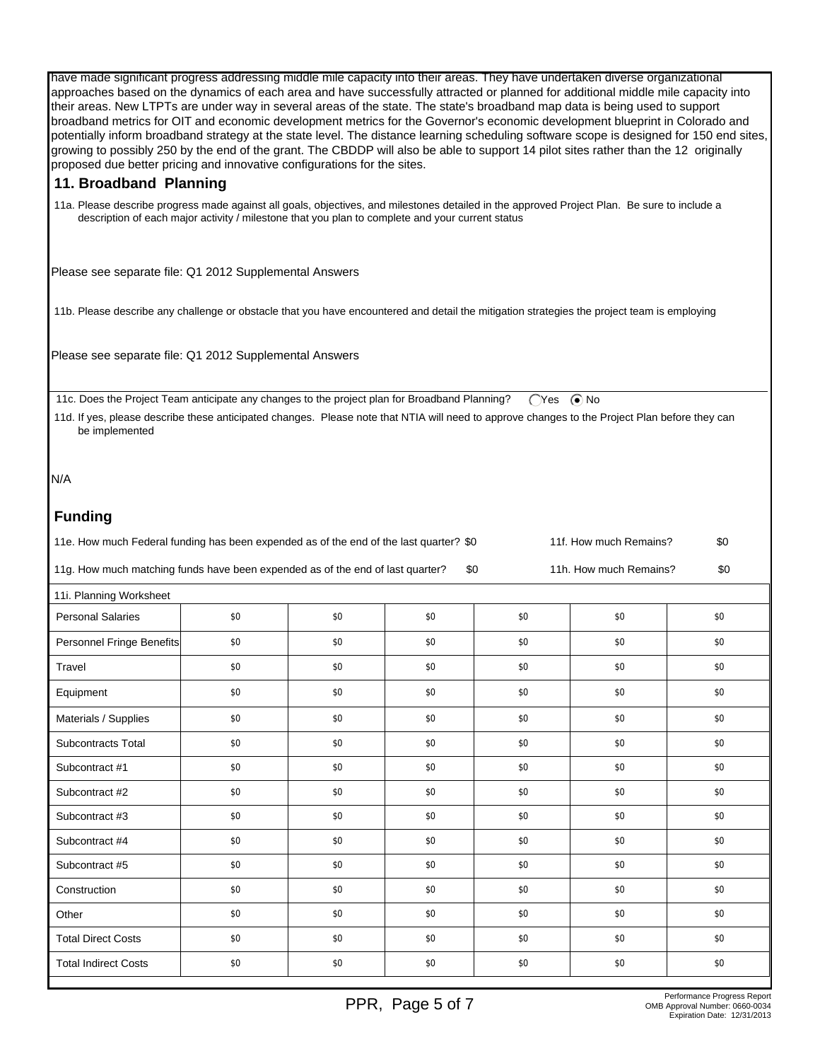have made significant progress addressing middle mile capacity into their areas. They have undertaken diverse organizational approaches based on the dynamics of each area and have successfully attracted or planned for additional middle mile capacity into their areas. New LTPTs are under way in several areas of the state. The state's broadband map data is being used to support broadband metrics for OIT and economic development metrics for the Governor's economic development blueprint in Colorado and potentially inform broadband strategy at the state level. The distance learning scheduling software scope is designed for 150 end sites, growing to possibly 250 by the end of the grant. The CBDDP will also be able to support 14 pilot sites rather than the 12 originally proposed due better pricing and innovative configurations for the sites.

## 11. Broadband Planning

11a. Please describe progress made against all goals, objectives, and milestones detailed in the approved Project Plan. Be sure to include a description of each major activity / milestone that you plan to complete and your current status

Please see separate file: Q1 2012 Supplemental Answers

11b. Please describe any challenge or obstacle that you have encountered and detail the mitigation strategies the project team is employing

Please see separate file: Q1 2012 Supplemental Answers

11c. Does the Project Team anticipate any changes to the project plan for Broadband Planning? ◯ Yes ◉ No

11d. If yes, please describe these anticipated changes. Please note that NTIA will need to approve changes to the Project Plan before they can be implemented

N/A

## Funding

11e. How much Federal funding has been expended as of the end of the last quarter? $0

11f. How much Remains? $0

11g. How much matching funds have been expended as of the end of last quarter? $0

11h. How much Remains? $0

11i. Planning Worksheet

| | | | | | | |
|---|---|---|---|---|---|---|
| Personal Salaries | $0 | $0 | $0 | $0 | $0 | $0 |
| Personnel Fringe Benefits | $0 | $0 | $0 | $0 | $0 | $0 |
| Travel | $0 | $0 | $0 | $0 | $0 | $0 |
| Equipment | $0 | $0 | $0 | $0 | $0 | $0 |
| Materials / Supplies | $0 | $0 | $0 | $0 | $0 | $0 |
| Subcontracts Total | $0 | $0 | $0 | $0 | $0 | $0 |
| Subcontract #1 | $0 | $0 | $0 | $0 | $0 | $0 |
| Subcontract #2 | $0 | $0 | $0 | $0 | $0 | $0 |
| Subcontract #3 | $0 | $0 | $0 | $0 | $0 | $0 |
| Subcontract #4 | $0 | $0 | $0 | $0 | $0 | $0 |
| Subcontract #5 | $0 | $0 | $0 | $0 | $0 | $0 |
| Construction | $0 | $0 | $0 | $0 | $0 | $0 |
| Other | $0 | $0 | $0 | $0 | $0 | $0 |
| Total Direct Costs | $0 | $0 | $0 | $0 | $0 | $0 |
| Total Indirect Costs | $0 | $0 | $0 | $0 | $0 | $0 |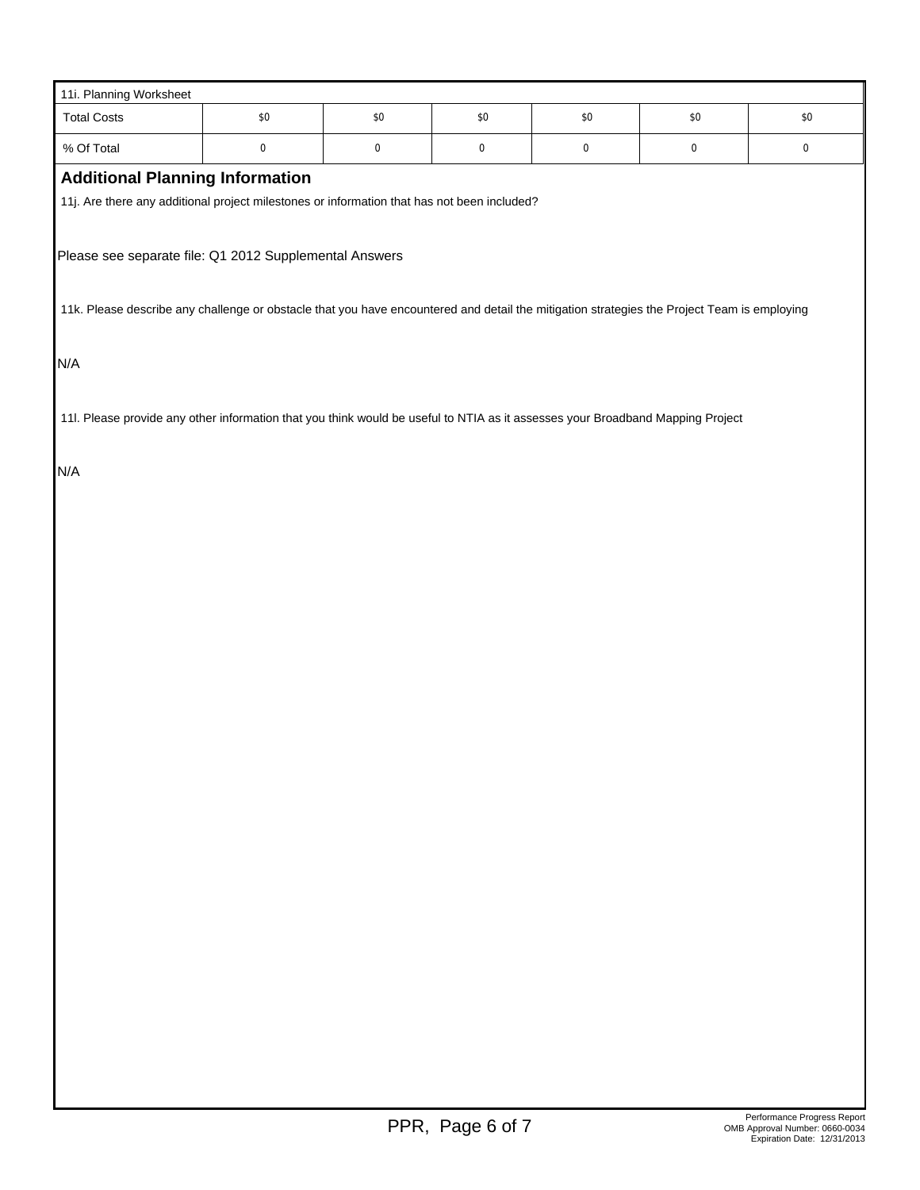| 11i. Planning Worksheet | | | | | | |
|---|---|---|---|---|---|---|
| Total Costs | $0 | $0 | $0 | $0 | $0 | $0 |
| % Of Total | 0 | 0 | 0 | 0 | 0 | 0 |

## Additional Planning Information

11j. Are there any additional project milestones or information that has not been included?

Please see separate file: Q1 2012 Supplemental Answers

11k. Please describe any challenge or obstacle that you have encountered and detail the mitigation strategies the Project Team is employing

N/A

11l. Please provide any other information that you think would be useful to NTIA as it assesses your Broadband Mapping Project

N/A

Performance Progress Report
OMB Approval Number: 0660-0034
Expiration Date: 12/31/2013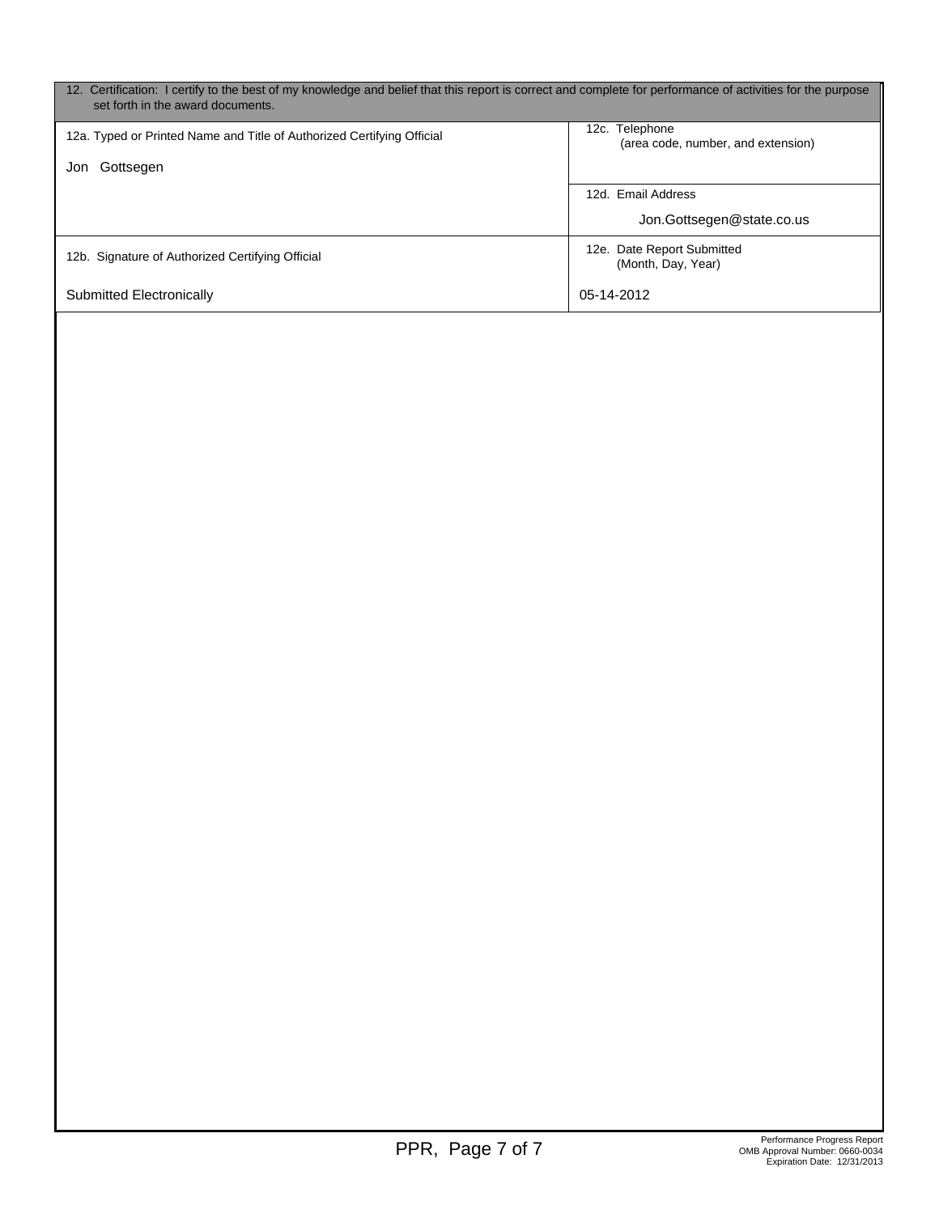12. Certification: I certify to the best of my knowledge and belief that this report is correct and complete for performance of activities for the purpose set forth in the award documents.

| | |
|---|---|
| 12a. Typed or Printed Name and Title of Authorized Certifying Official<br><br>Jon Gottsegen | 12c. Telephone (area code, number, and extension) |
| | 12d. Email Address<br><br>Jon.Gottsegen@state.co.us |
| 12b. Signature of Authorized Certifying Official<br><br>Submitted Electronically | 12e. Date Report Submitted (Month, Day, Year)<br><br>05-14-2012 |

Performance Progress Report
OMB Approval Number: 0660-0034
Expiration Date: 12/31/2013